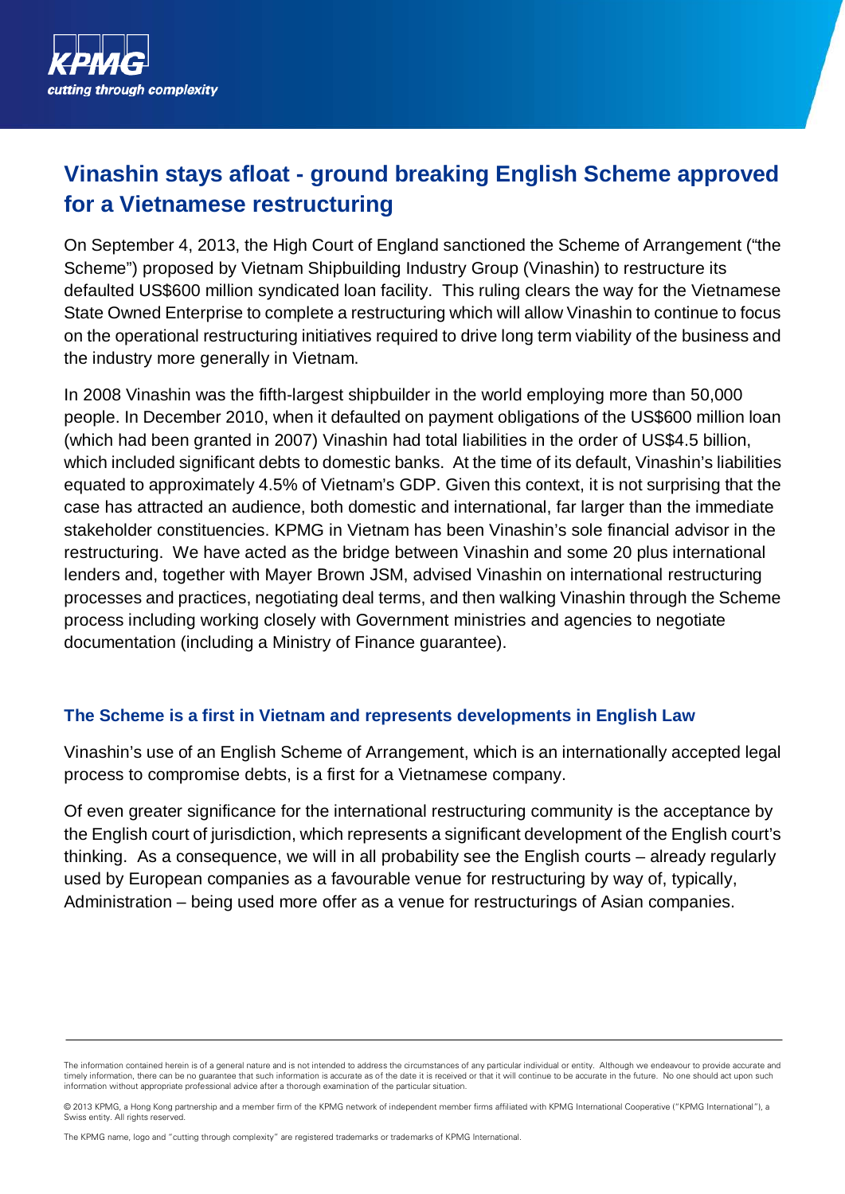# Vinashin stays afloat - ground breaking English Scheme approved for a Vietnamese restructuring

On September 4, 2013, the High Court of England sanctioned the Scheme of Arrangement ("the Scheme") proposed by Vietnam Shipbuilding Industry Group (Vinashin) to restructure its defaulted US$600 million syndicated loan facility. This ruling clears the way for the Vietnamese State Owned Enterprise to complete a restructuring which will allow Vinashin to continue to focus on the operational restructuring initiatives required to drive long term viability of the business and the industry more generally in Vietnam.

In 2008 Vinashin was the fifth-largest shipbuilder in the world employing more than 50,000 people. In December 2010, when it defaulted on payment obligations of the US$600 million loan (which had been granted in 2007) Vinashin had total liabilities in the order of US$4.5 billion, which included significant debts to domestic banks. At the time of its default, Vinashin's liabilities equated to approximately 4.5% of Vietnam's GDP. Given this context, it is not surprising that the case has attracted an audience, both domestic and international, far larger than the immediate stakeholder constituencies. KPMG in Vietnam has been Vinashin's sole financial advisor in the restructuring. We have acted as the bridge between Vinashin and some 20 plus international lenders and, together with Mayer Brown JSM, advised Vinashin on international restructuring processes and practices, negotiating deal terms, and then walking Vinashin through the Scheme process including working closely with Government ministries and agencies to negotiate documentation (including a Ministry of Finance guarantee).

## The Scheme is a first in Vietnam and represents developments in English Law

Vinashin's use of an English Scheme of Arrangement, which is an internationally accepted legal process to compromise debts, is a first for a Vietnamese company.

Of even greater significance for the international restructuring community is the acceptance by the English court of jurisdiction, which represents a significant development of the English court's thinking. As a consequence, we will in all probability see the English courts – already regularly used by European companies as a favourable venue for restructuring by way of, typically, Administration – being used more offer as a venue for restructurings of Asian companies.

---

The information contained herein is of a general nature and is not intended to address the circumstances of any particular individual or entity. Although we endeavour to provide accurate and timely information, there can be no guarantee that such information is accurate as of the date it is received or that it will continue to be accurate in the future. No one should act upon such information without appropriate professional advice after a thorough examination of the particular situation.

© 2013 KPMG, a Hong Kong partnership and a member firm of the KPMG network of independent member firms affiliated with KPMG International Cooperative ("KPMG International"), a Swiss entity. All rights reserved.

The KPMG name, logo and "cutting through complexity" are registered trademarks or trademarks of KPMG International.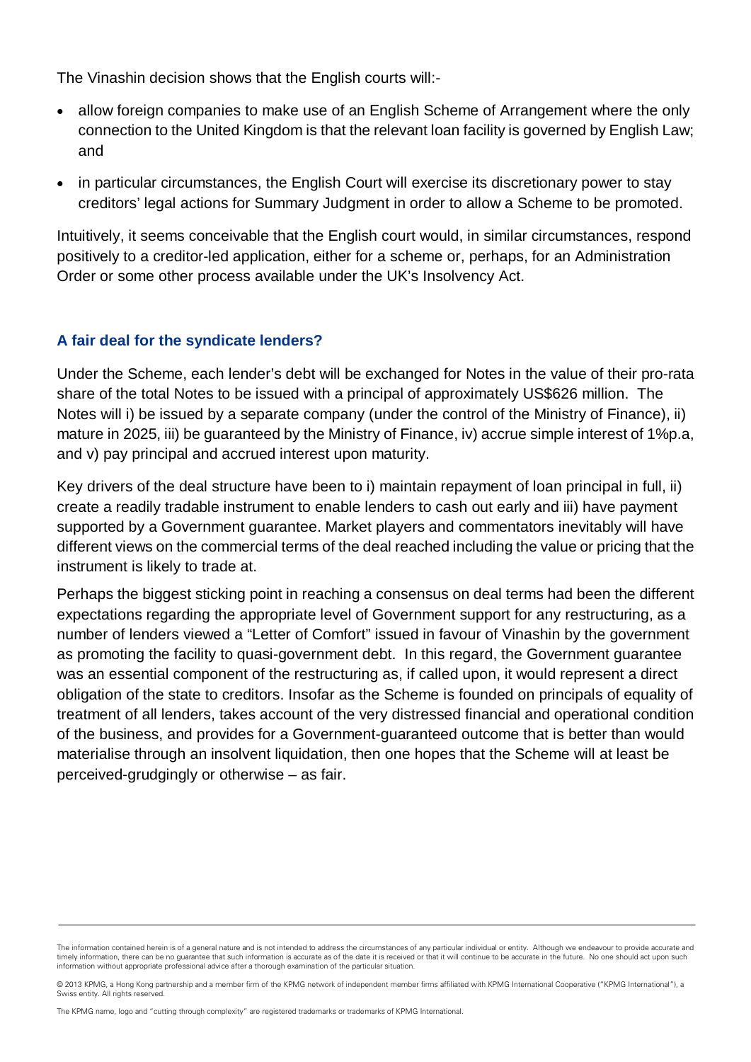The Vinashin decision shows that the English courts will:-

- allow foreign companies to make use of an English Scheme of Arrangement where the only connection to the United Kingdom is that the relevant loan facility is governed by English Law; and
- in particular circumstances, the English Court will exercise its discretionary power to stay creditors' legal actions for Summary Judgment in order to allow a Scheme to be promoted.

Intuitively, it seems conceivable that the English court would, in similar circumstances, respond positively to a creditor-led application, either for a scheme or, perhaps, for an Administration Order or some other process available under the UK's Insolvency Act.

### A fair deal for the syndicate lenders?

Under the Scheme, each lender's debt will be exchanged for Notes in the value of their pro-rata share of the total Notes to be issued with a principal of approximately US$626 million. The Notes will i) be issued by a separate company (under the control of the Ministry of Finance), ii) mature in 2025, iii) be guaranteed by the Ministry of Finance, iv) accrue simple interest of 1%p.a, and v) pay principal and accrued interest upon maturity.

Key drivers of the deal structure have been to i) maintain repayment of loan principal in full, ii) create a readily tradable instrument to enable lenders to cash out early and iii) have payment supported by a Government guarantee. Market players and commentators inevitably will have different views on the commercial terms of the deal reached including the value or pricing that the instrument is likely to trade at.

Perhaps the biggest sticking point in reaching a consensus on deal terms had been the different expectations regarding the appropriate level of Government support for any restructuring, as a number of lenders viewed a "Letter of Comfort" issued in favour of Vinashin by the government as promoting the facility to quasi-government debt. In this regard, the Government guarantee was an essential component of the restructuring as, if called upon, it would represent a direct obligation of the state to creditors. Insofar as the Scheme is founded on principals of equality of treatment of all lenders, takes account of the very distressed financial and operational condition of the business, and provides for a Government-guaranteed outcome that is better than would materialise through an insolvent liquidation, then one hopes that the Scheme will at least be perceived-grudgingly or otherwise – as fair.

The information contained herein is of a general nature and is not intended to address the circumstances of any particular individual or entity. Although we endeavour to provide accurate and timely information, there can be no guarantee that such information is accurate as of the date it is received or that it will continue to be accurate in the future. No one should act upon such information without appropriate professional advice after a thorough examination of the particular situation.

© 2013 KPMG, a Hong Kong partnership and a member firm of the KPMG network of independent member firms affiliated with KPMG International Cooperative ("KPMG International"), a Swiss entity. All rights reserved.

The KPMG name, logo and "cutting through complexity" are registered trademarks or trademarks of KPMG International.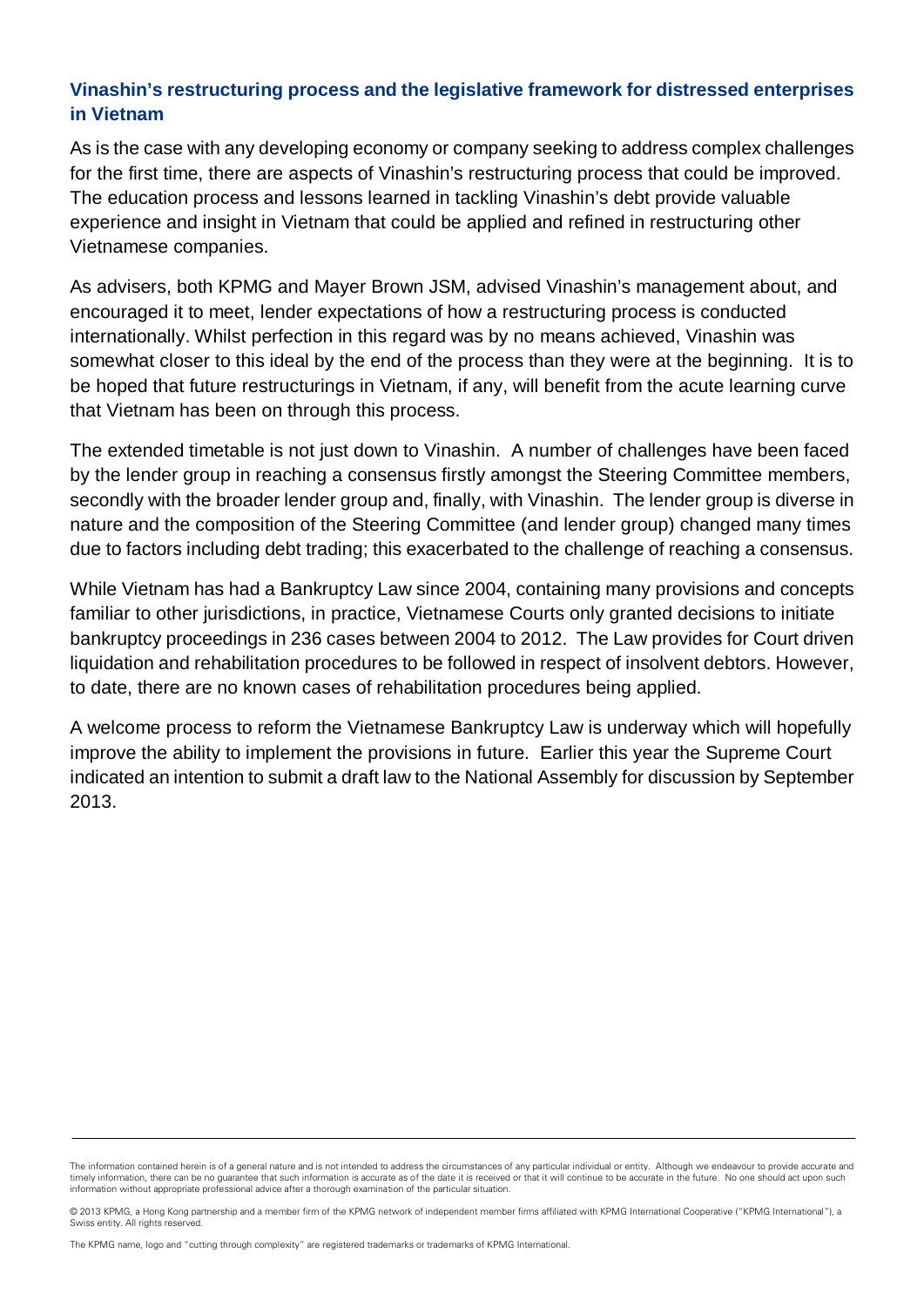## Vinashin's restructuring process and the legislative framework for distressed enterprises in Vietnam

As is the case with any developing economy or company seeking to address complex challenges for the first time, there are aspects of Vinashin's restructuring process that could be improved. The education process and lessons learned in tackling Vinashin's debt provide valuable experience and insight in Vietnam that could be applied and refined in restructuring other Vietnamese companies.

As advisers, both KPMG and Mayer Brown JSM, advised Vinashin's management about, and encouraged it to meet, lender expectations of how a restructuring process is conducted internationally. Whilst perfection in this regard was by no means achieved, Vinashin was somewhat closer to this ideal by the end of the process than they were at the beginning. It is to be hoped that future restructurings in Vietnam, if any, will benefit from the acute learning curve that Vietnam has been on through this process.

The extended timetable is not just down to Vinashin. A number of challenges have been faced by the lender group in reaching a consensus firstly amongst the Steering Committee members, secondly with the broader lender group and, finally, with Vinashin. The lender group is diverse in nature and the composition of the Steering Committee (and lender group) changed many times due to factors including debt trading; this exacerbated to the challenge of reaching a consensus.

While Vietnam has had a Bankruptcy Law since 2004, containing many provisions and concepts familiar to other jurisdictions, in practice, Vietnamese Courts only granted decisions to initiate bankruptcy proceedings in 236 cases between 2004 to 2012. The Law provides for Court driven liquidation and rehabilitation procedures to be followed in respect of insolvent debtors. However, to date, there are no known cases of rehabilitation procedures being applied.

A welcome process to reform the Vietnamese Bankruptcy Law is underway which will hopefully improve the ability to implement the provisions in future. Earlier this year the Supreme Court indicated an intention to submit a draft law to the National Assembly for discussion by September 2013.

The information contained herein is of a general nature and is not intended to address the circumstances of any particular individual or entity. Although we endeavour to provide accurate and timely information, there can be no guarantee that such information is accurate as of the date it is received or that it will continue to be accurate in the future. No one should act upon such information without appropriate professional advice after a thorough examination of the particular situation.

© 2013 KPMG, a Hong Kong partnership and a member firm of the KPMG network of independent member firms affiliated with KPMG International Cooperative ("KPMG International"), a Swiss entity. All rights reserved.

The KPMG name, logo and "cutting through complexity" are registered trademarks or trademarks of KPMG International.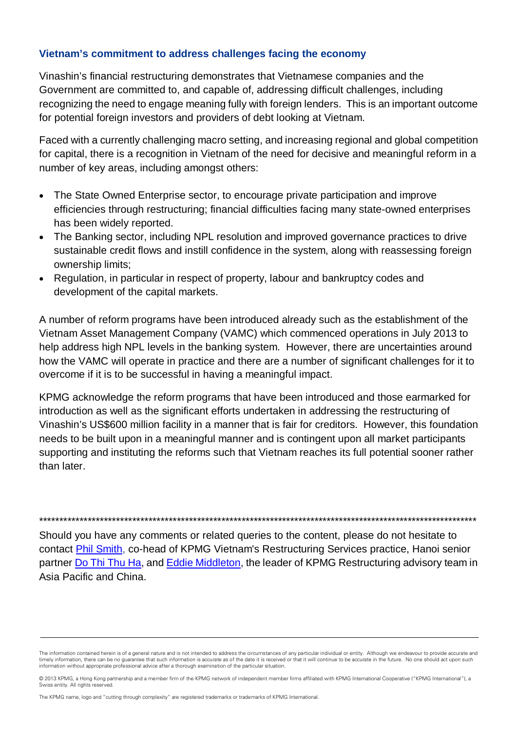### Vietnam's commitment to address challenges facing the economy

Vinashin's financial restructuring demonstrates that Vietnamese companies and the Government are committed to, and capable of, addressing difficult challenges, including recognizing the need to engage meaning fully with foreign lenders. This is an important outcome for potential foreign investors and providers of debt looking at Vietnam.

Faced with a currently challenging macro setting, and increasing regional and global competition for capital, there is a recognition in Vietnam of the need for decisive and meaningful reform in a number of key areas, including amongst others:

- The State Owned Enterprise sector, to encourage private participation and improve efficiencies through restructuring; financial difficulties facing many state-owned enterprises has been widely reported.
- The Banking sector, including NPL resolution and improved governance practices to drive sustainable credit flows and instill confidence in the system, along with reassessing foreign ownership limits;
- Regulation, in particular in respect of property, labour and bankruptcy codes and development of the capital markets.

A number of reform programs have been introduced already such as the establishment of the Vietnam Asset Management Company (VAMC) which commenced operations in July 2013 to help address high NPL levels in the banking system. However, there are uncertainties around how the VAMC will operate in practice and there are a number of significant challenges for it to overcome if it is to be successful in having a meaningful impact.

KPMG acknowledge the reform programs that have been introduced and those earmarked for introduction as well as the significant efforts undertaken in addressing the restructuring of Vinashin's US$600 million facility in a manner that is fair for creditors. However, this foundation needs to be built upon in a meaningful manner and is contingent upon all market participants supporting and instituting the reforms such that Vietnam reaches its full potential sooner rather than later.

******************************************************************************************************************

Should you have any comments or related queries to the content, please do not hesitate to contact Phil Smith, co-head of KPMG Vietnam's Restructuring Services practice, Hanoi senior partner Do Thi Thu Ha, and Eddie Middleton, the leader of KPMG Restructuring advisory team in Asia Pacific and China.

---

The information contained herein is of a general nature and is not intended to address the circumstances of any particular individual or entity. Although we endeavour to provide accurate and timely information, there can be no guarantee that such information is accurate as of the date it is received or that it will continue to be accurate in the future. No one should act upon such information without appropriate professional advice after a thorough examination of the particular situation.

© 2013 KPMG, a Hong Kong partnership and a member firm of the KPMG network of independent member firms affiliated with KPMG International Cooperative ("KPMG International"), a Swiss entity. All rights reserved.

The KPMG name, logo and "cutting through complexity" are registered trademarks or trademarks of KPMG International.